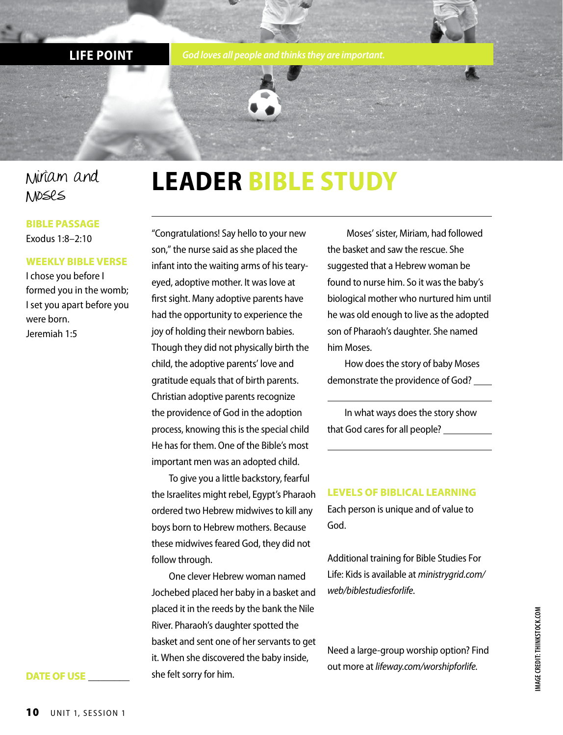**LIFE POINT** *God loves all people and thinks they are important.*

Miriam and Moses

# LEADER BIBLE STUDY

**BIBLE PASSAGE**
Exodus 1:8–2:10

**WEEKLY BIBLE VERSE**
I chose you before I formed you in the womb; I set you apart before you were born.
Jeremiah 1:5

**DATE OF USE** ________

"Congratulations! Say hello to your new son," the nurse said as she placed the infant into the waiting arms of his teary-eyed, adoptive mother. It was love at first sight. Many adoptive parents have had the opportunity to experience the joy of holding their newborn babies. Though they did not physically birth the child, the adoptive parents' love and gratitude equals that of birth parents. Christian adoptive parents recognize the providence of God in the adoption process, knowing this is the special child He has for them. One of the Bible's most important men was an adopted child.

To give you a little backstory, fearful the Israelites might rebel, Egypt's Pharaoh ordered two Hebrew midwives to kill any boys born to Hebrew mothers. Because these midwives feared God, they did not follow through.

One clever Hebrew woman named Jochebed placed her baby in a basket and placed it in the reeds by the bank the Nile River. Pharaoh's daughter spotted the basket and sent one of her servants to get it. When she discovered the baby inside, she felt sorry for him.

Moses' sister, Miriam, had followed the basket and saw the rescue. She suggested that a Hebrew woman be found to nurse him. So it was the baby's biological mother who nurtured him until he was old enough to live as the adopted son of Pharaoh's daughter. She named him Moses.

How does the story of baby Moses demonstrate the providence of God? ____

________________________________________

In what ways does the story show that God cares for all people? __________

________________________________________

**LEVELS OF BIBLICAL LEARNING**
Each person is unique and of value to God.

Additional training for Bible Studies For Life: Kids is available at *ministrygrid.com/web/biblestudiesforlife*.

Need a large-group worship option? Find out more at *lifeway.com/worshipforlife*.

IMAGE CREDIT: THINKSTOCK.COM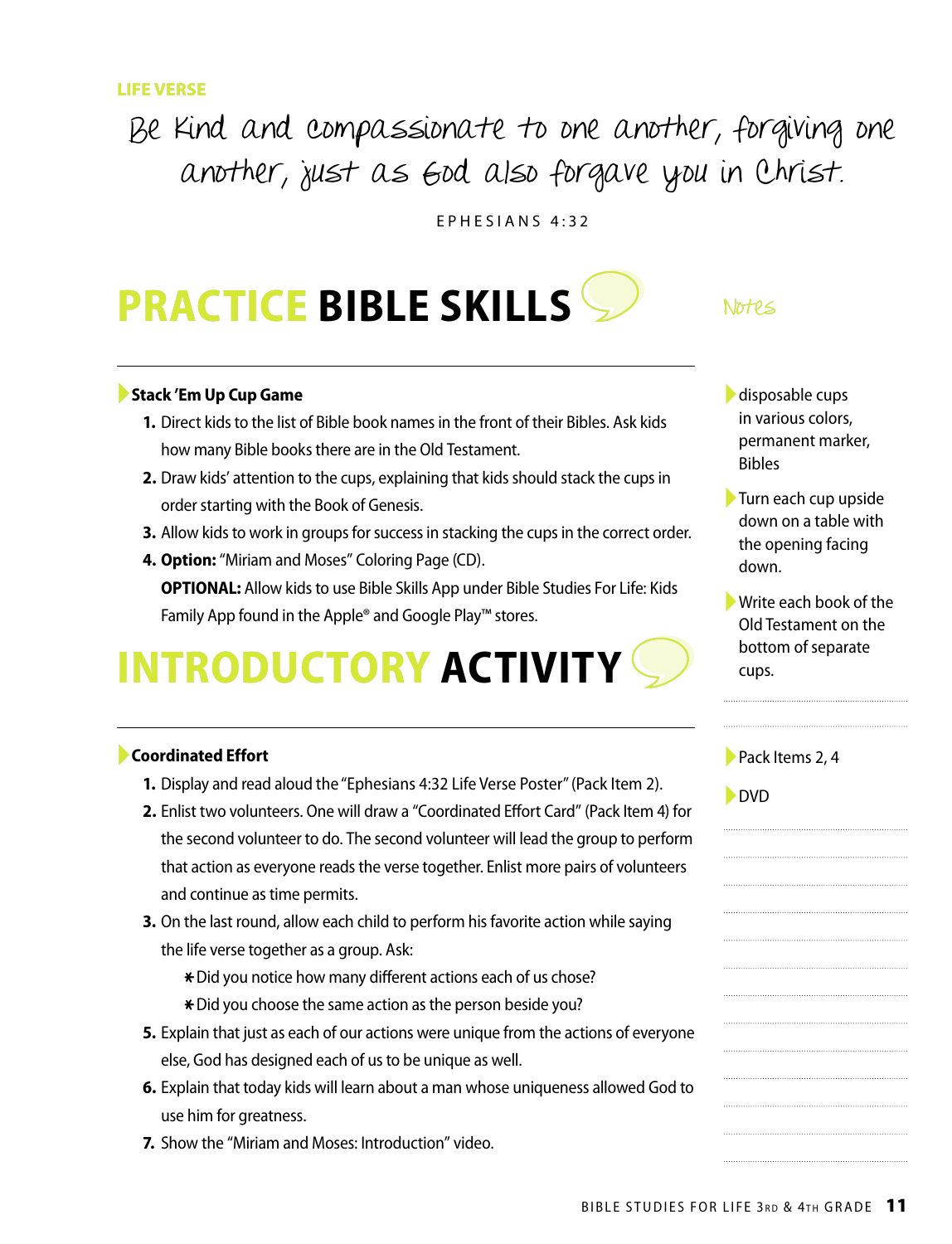LIFE VERSE

Be kind and compassionate to one another, forgiving one another, just as God also forgave you in Christ.

EPHESIANS 4:32

## PRACTICE BIBLE SKILLS

### Stack 'Em Up Cup Game

1. Direct kids to the list of Bible book names in the front of their Bibles. Ask kids how many Bible books there are in the Old Testament.
2. Draw kids' attention to the cups, explaining that kids should stack the cups in order starting with the Book of Genesis.
3. Allow kids to work in groups for success in stacking the cups in the correct order.
4. **Option:** "Miriam and Moses" Coloring Page (CD).

   **OPTIONAL:** Allow kids to use Bible Skills App under Bible Studies For Life: Kids Family App found in the Apple® and Google Play™ stores.

Notes

- disposable cups in various colors, permanent marker, Bibles
- Turn each cup upside down on a table with the opening facing down.
- Write each book of the Old Testament on the bottom of separate cups.

## INTRODUCTORY ACTIVITY

### Coordinated Effort

1. Display and read aloud the "Ephesians 4:32 Life Verse Poster" (Pack Item 2).
2. Enlist two volunteers. One will draw a "Coordinated Effort Card" (Pack Item 4) for the second volunteer to do. The second volunteer will lead the group to perform that action as everyone reads the verse together. Enlist more pairs of volunteers and continue as time permits.
3. On the last round, allow each child to perform his favorite action while saying the life verse together as a group. Ask:
   - Did you notice how many different actions each of us chose?
   - Did you choose the same action as the person beside you?
5. Explain that just as each of our actions were unique from the actions of everyone else, God has designed each of us to be unique as well.
6. Explain that today kids will learn about a man whose uniqueness allowed God to use him for greatness.
7. Show the "Miriam and Moses: Introduction" video.

- Pack Items 2, 4
- DVD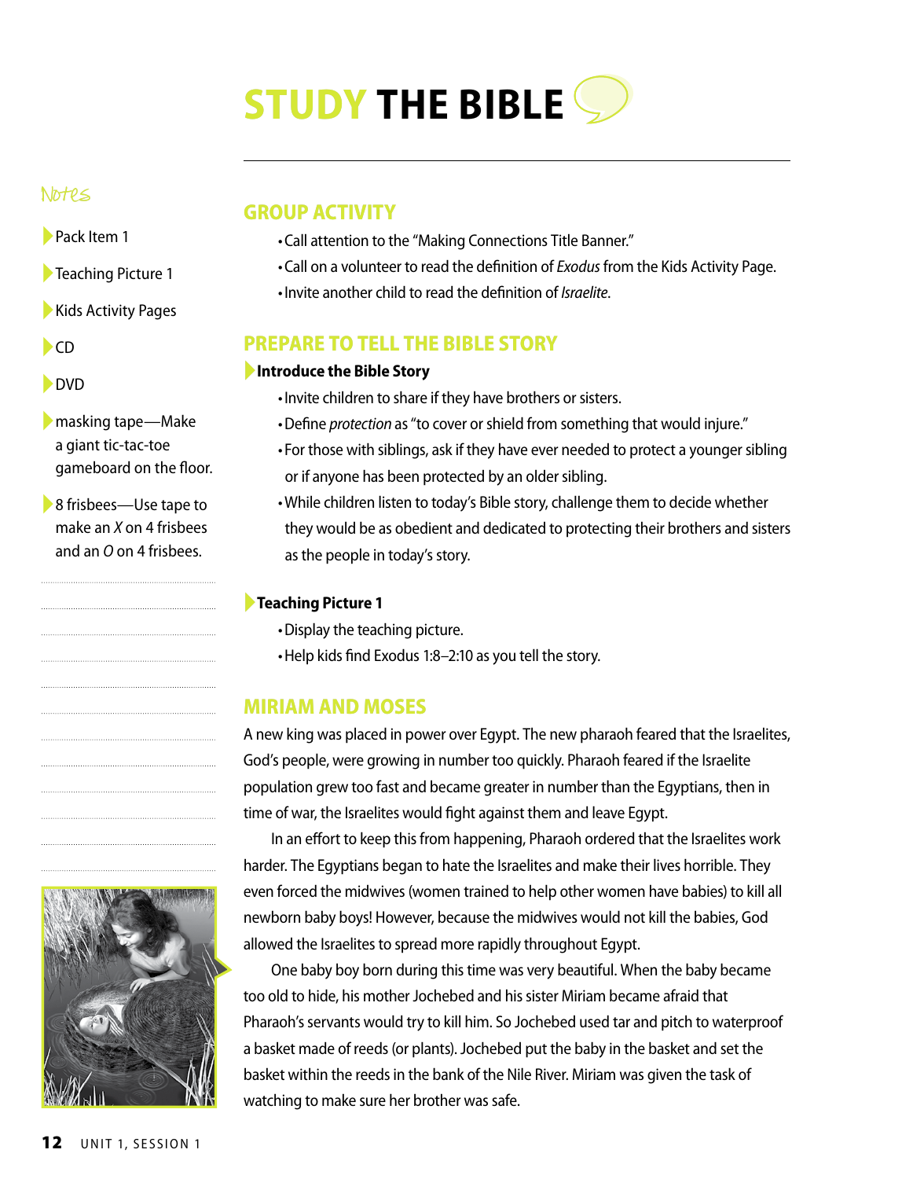# STUDY THE BIBLE

Notes

- Pack Item 1
- Teaching Picture 1
- Kids Activity Pages
- CD
- DVD
- masking tape—Make a giant tic-tac-toe gameboard on the floor.
- 8 frisbees—Use tape to make an *X* on 4 frisbees and an *O* on 4 frisbees.

## GROUP ACTIVITY

- Call attention to the "Making Connections Title Banner."
- Call on a volunteer to read the definition of *Exodus* from the Kids Activity Page.
- Invite another child to read the definition of *Israelite*.

## PREPARE TO TELL THE BIBLE STORY

**Introduce the Bible Story**

- Invite children to share if they have brothers or sisters.
- Define *protection* as "to cover or shield from something that would injure."
- For those with siblings, ask if they have ever needed to protect a younger sibling or if anyone has been protected by an older sibling.
- While children listen to today's Bible story, challenge them to decide whether they would be as obedient and dedicated to protecting their brothers and sisters as the people in today's story.

**Teaching Picture 1**

- Display the teaching picture.
- Help kids find Exodus 1:8–2:10 as you tell the story.

## MIRIAM AND MOSES

A new king was placed in power over Egypt. The new pharaoh feared that the Israelites, God's people, were growing in number too quickly. Pharaoh feared if the Israelite population grew too fast and became greater in number than the Egyptians, then in time of war, the Israelites would fight against them and leave Egypt.

In an effort to keep this from happening, Pharaoh ordered that the Israelites work harder. The Egyptians began to hate the Israelites and make their lives horrible. They even forced the midwives (women trained to help other women have babies) to kill all newborn baby boys! However, because the midwives would not kill the babies, God allowed the Israelites to spread more rapidly throughout Egypt.

One baby boy born during this time was very beautiful. When the baby became too old to hide, his mother Jochebed and his sister Miriam became afraid that Pharaoh's servants would try to kill him. So Jochebed used tar and pitch to waterproof a basket made of reeds (or plants). Jochebed put the baby in the basket and set the basket within the reeds in the bank of the Nile River. Miriam was given the task of watching to make sure her brother was safe.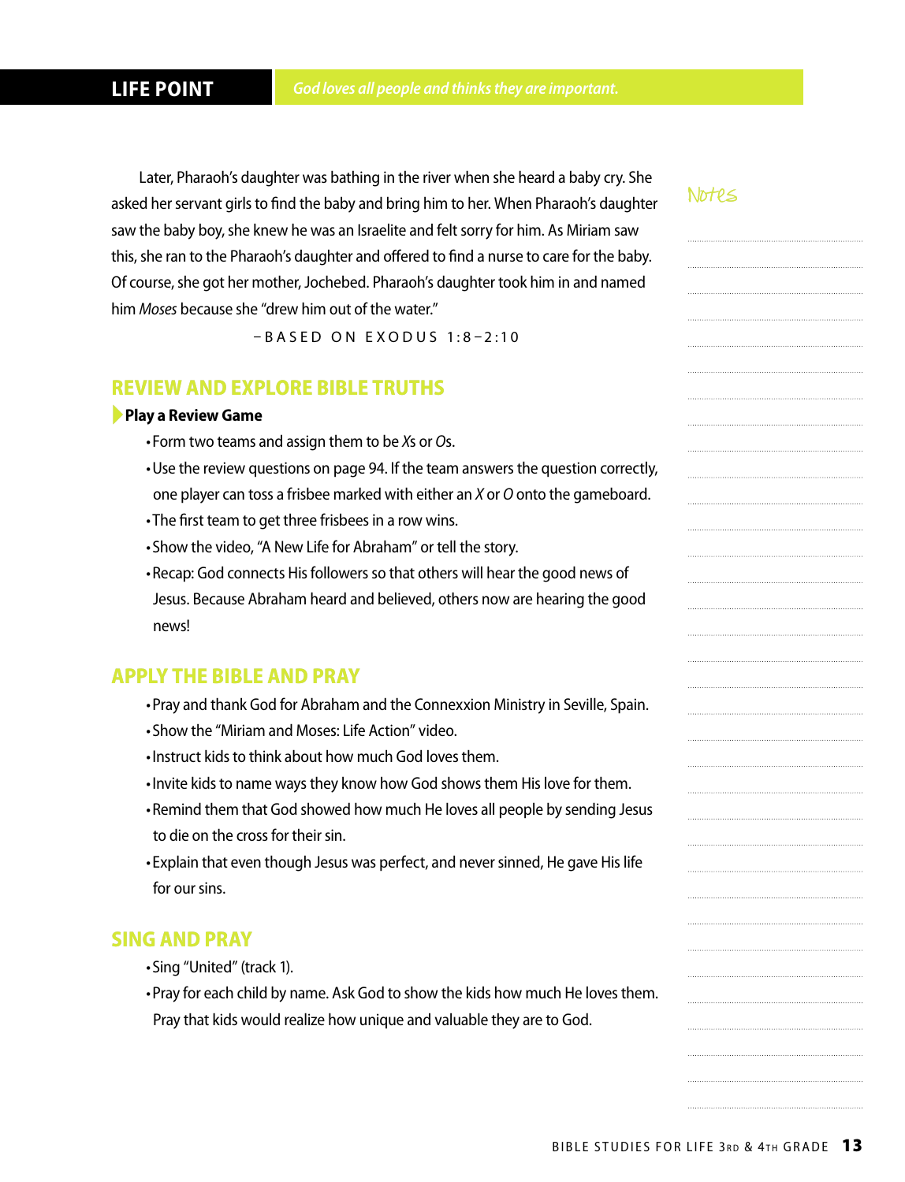**LIFE POINT** *God loves all people and thinks they are important.*

Later, Pharaoh's daughter was bathing in the river when she heard a baby cry. She asked her servant girls to find the baby and bring him to her. When Pharaoh's daughter saw the baby boy, she knew he was an Israelite and felt sorry for him. As Miriam saw this, she ran to the Pharaoh's daughter and offered to find a nurse to care for the baby. Of course, she got her mother, Jochebed. Pharaoh's daughter took him in and named him *Moses* because she "drew him out of the water."

–BASED ON EXODUS 1:8–2:10

Notes

## REVIEW AND EXPLORE BIBLE TRUTHS

**Play a Review Game**

- Form two teams and assign them to be *X*s or *O*s.
- Use the review questions on page 94. If the team answers the question correctly, one player can toss a frisbee marked with either an *X* or *O* onto the gameboard.
- The first team to get three frisbees in a row wins.
- Show the video, "A New Life for Abraham" or tell the story.
- Recap: God connects His followers so that others will hear the good news of Jesus. Because Abraham heard and believed, others now are hearing the good news!

## APPLY THE BIBLE AND PRAY

- Pray and thank God for Abraham and the Connexxion Ministry in Seville, Spain.
- Show the "Miriam and Moses: Life Action" video.
- Instruct kids to think about how much God loves them.
- Invite kids to name ways they know how God shows them His love for them.
- Remind them that God showed how much He loves all people by sending Jesus to die on the cross for their sin.
- Explain that even though Jesus was perfect, and never sinned, He gave His life for our sins.

## SING AND PRAY

- Sing "United" (track 1).
- Pray for each child by name. Ask God to show the kids how much He loves them. Pray that kids would realize how unique and valuable they are to God.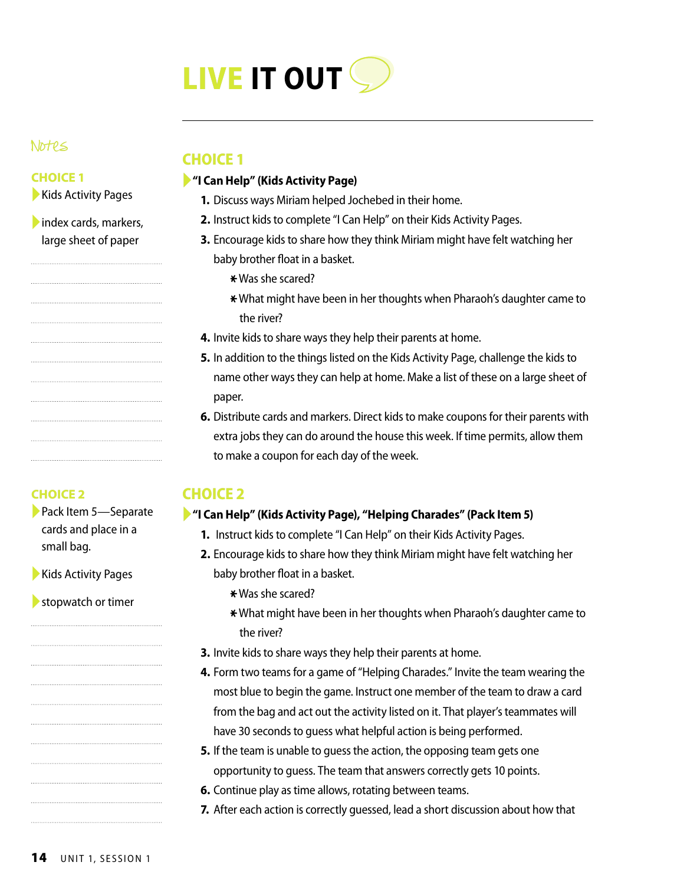# LIVE IT OUT

Notes

**CHOICE 1**

- Kids Activity Pages
- index cards, markers, large sheet of paper

## CHOICE 1

**"I Can Help" (Kids Activity Page)**

1. Discuss ways Miriam helped Jochebed in their home.
2. Instruct kids to complete "I Can Help" on their Kids Activity Pages.
3. Encourage kids to share how they think Miriam might have felt watching her baby brother float in a basket.
   - Was she scared?
   - What might have been in her thoughts when Pharaoh's daughter came to the river?
4. Invite kids to share ways they help their parents at home.
5. In addition to the things listed on the Kids Activity Page, challenge the kids to name other ways they can help at home. Make a list of these on a large sheet of paper.
6. Distribute cards and markers. Direct kids to make coupons for their parents with extra jobs they can do around the house this week. If time permits, allow them to make a coupon for each day of the week.

**CHOICE 2**

- Pack Item 5—Separate cards and place in a small bag.
- Kids Activity Pages
- stopwatch or timer

## CHOICE 2

**"I Can Help" (Kids Activity Page), "Helping Charades" (Pack Item 5)**

1. Instruct kids to complete "I Can Help" on their Kids Activity Pages.
2. Encourage kids to share how they think Miriam might have felt watching her baby brother float in a basket.
   - Was she scared?
   - What might have been in her thoughts when Pharaoh's daughter came to the river?
3. Invite kids to share ways they help their parents at home.
4. Form two teams for a game of "Helping Charades." Invite the team wearing the most blue to begin the game. Instruct one member of the team to draw a card from the bag and act out the activity listed on it. That player's teammates will have 30 seconds to guess what helpful action is being performed.
5. If the team is unable to guess the action, the opposing team gets one opportunity to guess. The team that answers correctly gets 10 points.
6. Continue play as time allows, rotating between teams.
7. After each action is correctly guessed, lead a short discussion about how that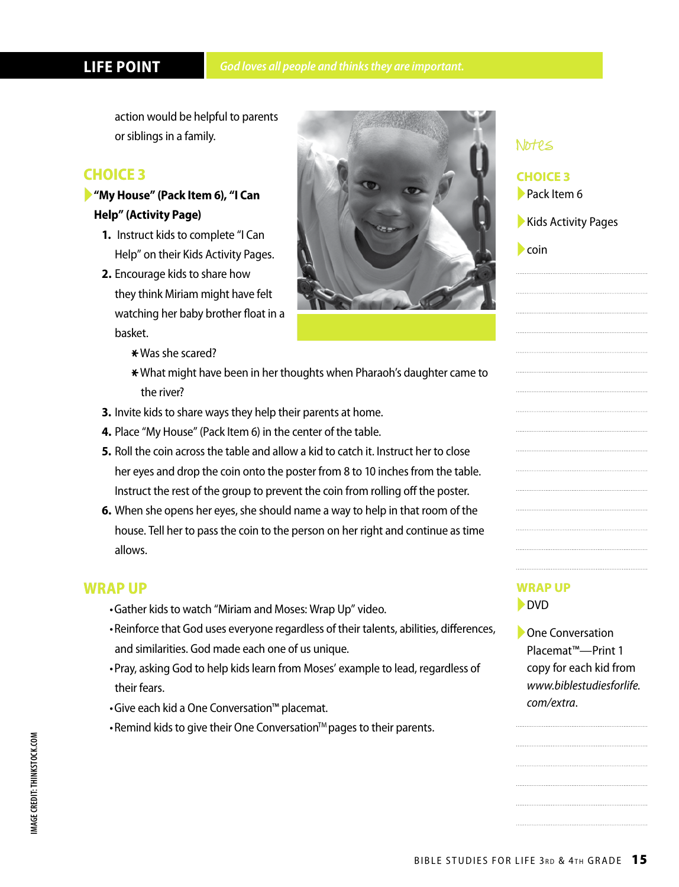**LIFE POINT** *God loves all people and thinks they are important.*

action would be helpful to parents or siblings in a family.

## CHOICE 3

**"My House" (Pack Item 6), "I Can Help" (Activity Page)**

1. Instruct kids to complete "I Can Help" on their Kids Activity Pages.
2. Encourage kids to share how they think Miriam might have felt watching her baby brother float in a basket.
   - Was she scared?
   - What might have been in her thoughts when Pharaoh's daughter came to the river?
3. Invite kids to share ways they help their parents at home.
4. Place "My House" (Pack Item 6) in the center of the table.
5. Roll the coin across the table and allow a kid to catch it. Instruct her to close her eyes and drop the coin onto the poster from 8 to 10 inches from the table. Instruct the rest of the group to prevent the coin from rolling off the poster.
6. When she opens her eyes, she should name a way to help in that room of the house. Tell her to pass the coin to the person on her right and continue as time allows.

## WRAP UP

- Gather kids to watch "Miriam and Moses: Wrap Up" video.
- Reinforce that God uses everyone regardless of their talents, abilities, differences, and similarities. God made each of us unique.
- Pray, asking God to help kids learn from Moses' example to lead, regardless of their fears.
- Give each kid a One Conversation™ placemat.
- Remind kids to give their One Conversation™ pages to their parents.

### Notes

**CHOICE 3**

- Pack Item 6
- Kids Activity Pages
- coin

**WRAP UP**

- DVD
- One Conversation Placemat™—Print 1 copy for each kid from *www.biblestudiesforlife.com/extra*.

IMAGE CREDIT: THINKSTOCK.COM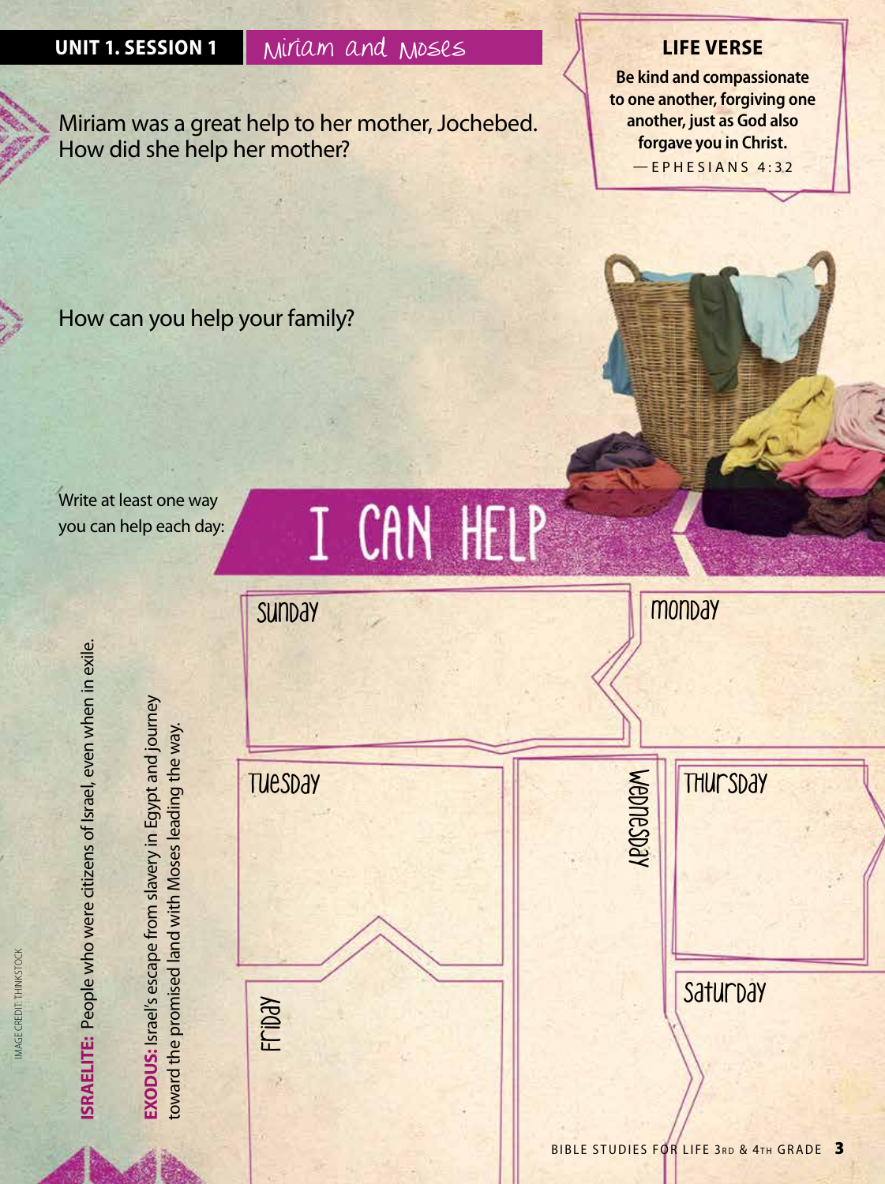## UNIT 1. SESSION 1 Miriam and Moses

### LIFE VERSE

**Be kind and compassionate to one another, forgiving one another, just as God also forgave you in Christ.**
—EPHESIANS 4:32

Miriam was a great help to her mother, Jochebed. How did she help her mother?

How can you help your family?

Write at least one way you can help each day:

# I CAN HELP

Sunday

Monday

Tuesday

Wednesday

Thursday

Friday

Saturday

**ISRAELITE:** People who were citizens of Israel, even when in exile.

**EXODUS:** Israel's escape from slavery in Egypt and journey toward the promised land with Moses leading the way.

IMAGE CREDIT: THINKSTOCK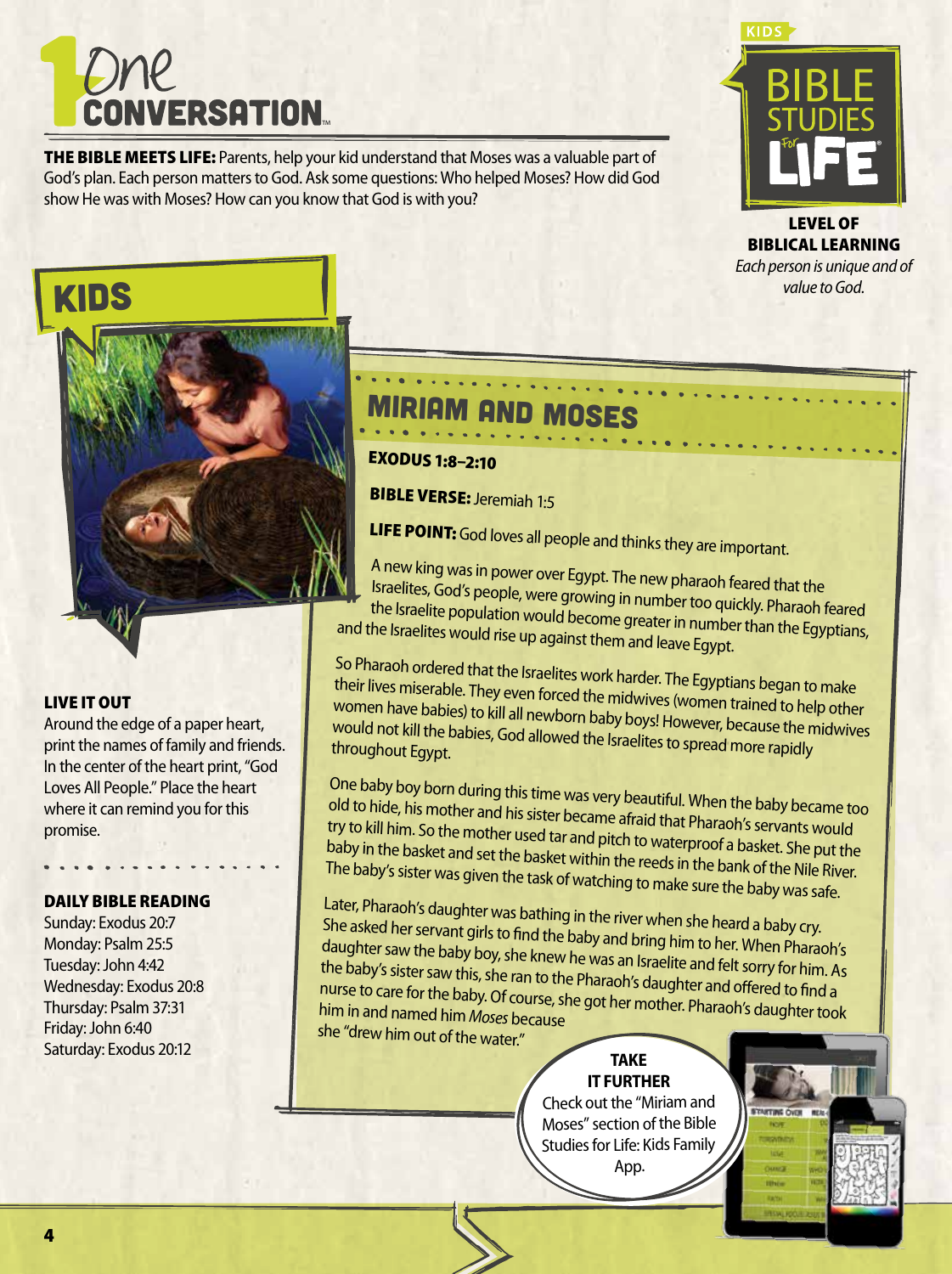# One CONVERSATION™

**THE BIBLE MEETS LIFE:** Parents, help your kid understand that Moses was a valuable part of God's plan. Each person matters to God. Ask some questions: Who helped Moses? How did God show He was with Moses? How can you know that God is with you?

KIDS

BIBLE STUDIES For LIFE®

**LEVEL OF BIBLICAL LEARNING**

*Each person is unique and of value to God.*

## KIDS

### LIVE IT OUT

Around the edge of a paper heart, print the names of family and friends. In the center of the heart print, "God Loves All People." Place the heart where it can remind you for this promise.

### DAILY BIBLE READING

Sunday: Exodus 20:7
Monday: Psalm 25:5
Tuesday: John 4:42
Wednesday: Exodus 20:8
Thursday: Psalm 37:31
Friday: John 6:40
Saturday: Exodus 20:12

## MIRIAM AND MOSES

**EXODUS 1:8–2:10**

**BIBLE VERSE:** Jeremiah 1:5

**LIFE POINT:** God loves all people and thinks they are important.

A new king was in power over Egypt. The new pharaoh feared that the Israelites, God's people, were growing in number too quickly. Pharaoh feared the Israelite population would become greater in number than the Egyptians, and the Israelites would rise up against them and leave Egypt.

So Pharaoh ordered that the Israelites work harder. The Egyptians began to make their lives miserable. They even forced the midwives (women trained to help other women have babies) to kill all newborn baby boys! However, because the midwives would not kill the babies, God allowed the Israelites to spread more rapidly throughout Egypt.

One baby boy born during this time was very beautiful. When the baby became too old to hide, his mother and his sister became afraid that Pharaoh's servants would try to kill him. So the mother used tar and pitch to waterproof a basket. She put the baby in the basket and set the basket within the reeds in the bank of the Nile River. The baby's sister was given the task of watching to make sure the baby was safe.

Later, Pharaoh's daughter was bathing in the river when she heard a baby cry. She asked her servant girls to find the baby and bring him to her. When Pharaoh's daughter saw the baby boy, she knew he was an Israelite and felt sorry for him. As the baby's sister saw this, she ran to the Pharaoh's daughter and offered to find a nurse to care for the baby. Of course, she got her mother. Pharaoh's daughter took him in and named him *Moses* because she "drew him out of the water."

**TAKE IT FURTHER**

Check out the "Miriam and Moses" section of the Bible Studies for Life: Kids Family App.